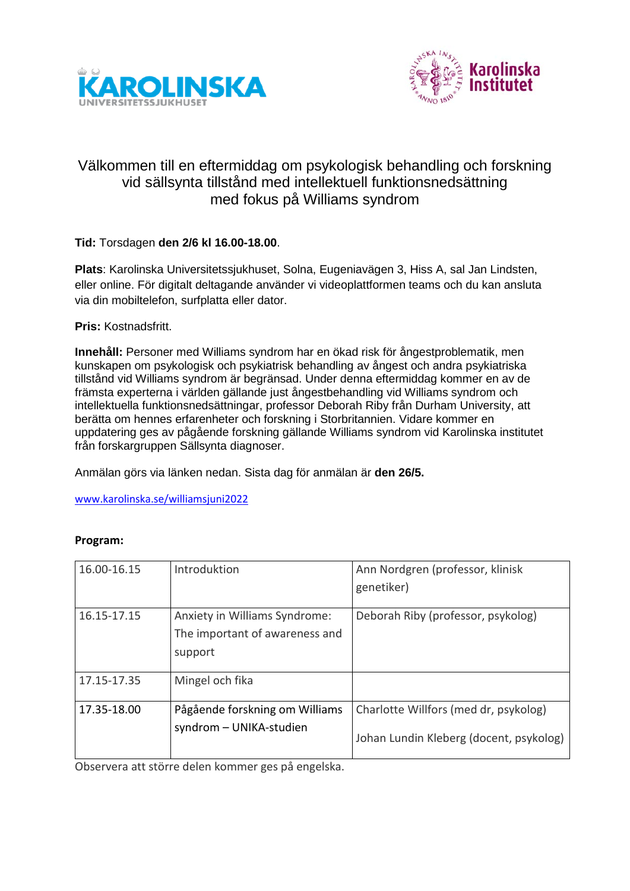KAROLINSKA UNIVERSITETSSJUKHUSET

Karolinska Institutet

# Välkommen till en eftermiddag om psykologisk behandling och forskning vid sällsynta tillstånd med intellektuell funktionsnedsättning med fokus på Williams syndrom

**Tid:** Torsdagen **den 2/6 kl 16.00-18.00**.

**Plats**: Karolinska Universitetssjukhuset, Solna, Eugeniavägen 3, Hiss A, sal Jan Lindsten, eller online. För digitalt deltagande använder vi videoplattformen teams och du kan ansluta via din mobiltelefon, surfplatta eller dator.

**Pris:** Kostnadsfritt.

**Innehåll:** Personer med Williams syndrom har en ökad risk för ångestproblematik, men kunskapen om psykologisk och psykiatrisk behandling av ångest och andra psykiatriska tillstånd vid Williams syndrom är begränsad. Under denna eftermiddag kommer en av de främsta experterna i världen gällande just ångestbehandling vid Williams syndrom och intellektuella funktionsnedsättningar, professor Deborah Riby från Durham University, att berätta om hennes erfarenheter och forskning i Storbritannien. Vidare kommer en uppdatering ges av pågående forskning gällande Williams syndrom vid Karolinska institutet från forskargruppen Sällsynta diagnoser.

Anmälan görs via länken nedan. Sista dag för anmälan är **den 26/5.**

www.karolinska.se/williamsjuni2022

**Program:**

| | | |
|---|---|---|
| 16.00-16.15 | Introduktion | Ann Nordgren (professor, klinisk genetiker) |
| 16.15-17.15 | Anxiety in Williams Syndrome: The important of awareness and support | Deborah Riby (professor, psykolog) |
| 17.15-17.35 | Mingel och fika | |
| 17.35-18.00 | Pågående forskning om Williams syndrom – UNIKA-studien | Charlotte Willfors (med dr, psykolog)<br>Johan Lundin Kleberg (docent, psykolog) |

Observera att större delen kommer ges på engelska.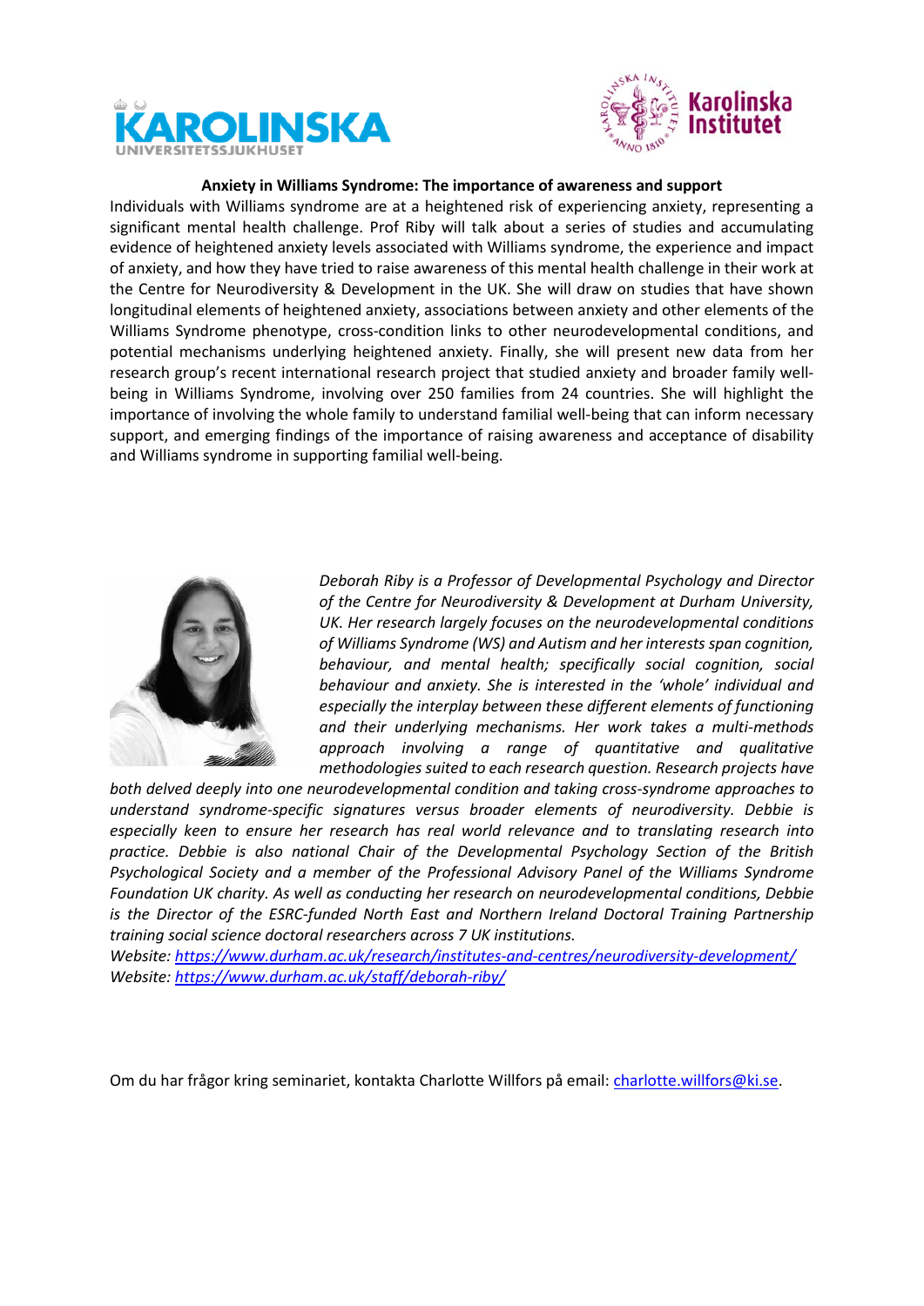**Anxiety in Williams Syndrome: The importance of awareness and support**

Individuals with Williams syndrome are at a heightened risk of experiencing anxiety, representing a significant mental health challenge. Prof Riby will talk about a series of studies and accumulating evidence of heightened anxiety levels associated with Williams syndrome, the experience and impact of anxiety, and how they have tried to raise awareness of this mental health challenge in their work at the Centre for Neurodiversity & Development in the UK. She will draw on studies that have shown longitudinal elements of heightened anxiety, associations between anxiety and other elements of the Williams Syndrome phenotype, cross-condition links to other neurodevelopmental conditions, and potential mechanisms underlying heightened anxiety. Finally, she will present new data from her research group's recent international research project that studied anxiety and broader family well-being in Williams Syndrome, involving over 250 families from 24 countries. She will highlight the importance of involving the whole family to understand familial well-being that can inform necessary support, and emerging findings of the importance of raising awareness and acceptance of disability and Williams syndrome in supporting familial well-being.

*Deborah Riby is a Professor of Developmental Psychology and Director of the Centre for Neurodiversity & Development at Durham University, UK. Her research largely focuses on the neurodevelopmental conditions of Williams Syndrome (WS) and Autism and her interests span cognition, behaviour, and mental health; specifically social cognition, social behaviour and anxiety. She is interested in the 'whole' individual and especially the interplay between these different elements of functioning and their underlying mechanisms. Her work takes a multi-methods approach involving a range of quantitative and qualitative methodologies suited to each research question. Research projects have both delved deeply into one neurodevelopmental condition and taking cross-syndrome approaches to understand syndrome-specific signatures versus broader elements of neurodiversity. Debbie is especially keen to ensure her research has real world relevance and to translating research into practice. Debbie is also national Chair of the Developmental Psychology Section of the British Psychological Society and a member of the Professional Advisory Panel of the Williams Syndrome Foundation UK charity. As well as conducting her research on neurodevelopmental conditions, Debbie is the Director of the ESRC-funded North East and Northern Ireland Doctoral Training Partnership training social science doctoral researchers across 7 UK institutions.*

*Website: https://www.durham.ac.uk/research/institutes-and-centres/neurodiversity-development/*

*Website: https://www.durham.ac.uk/staff/deborah-riby/*

Om du har frågor kring seminariet, kontakta Charlotte Willfors på email: charlotte.willfors@ki.se.